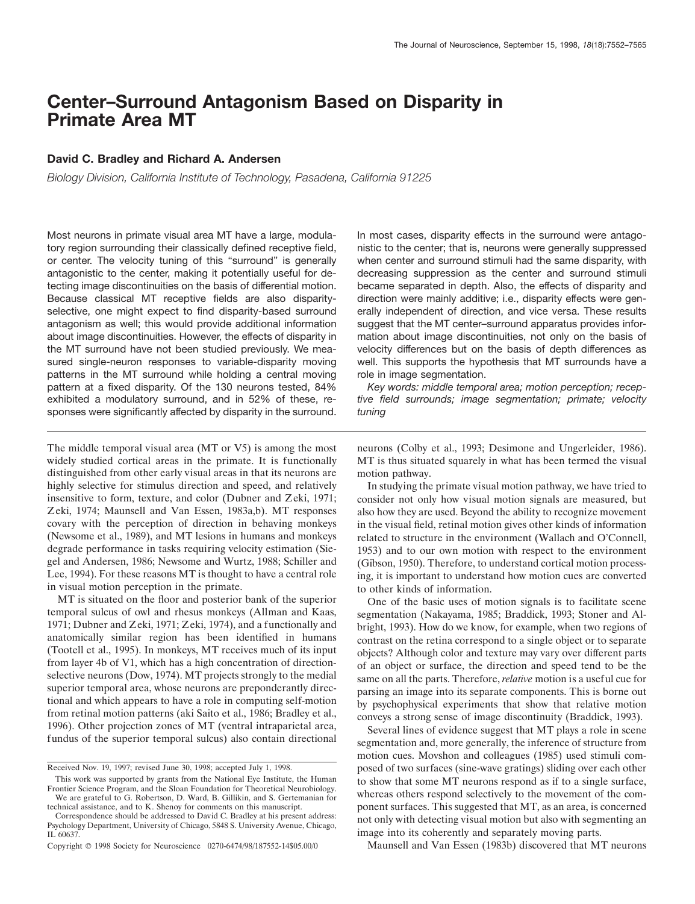# Center–Surround Antagonism Based on Disparity in Primate Area MT

**David C. Bradley and Richard A. Andersen**

*Biology Division, California Institute of Technology, Pasadena, California 91225*

Most neurons in primate visual area MT have a large, modulatory region surrounding their classically defined receptive field, or center. The velocity tuning of this "surround" is generally antagonistic to the center, making it potentially useful for detecting image discontinuities on the basis of differential motion. Because classical MT receptive fields are also disparity-selective, one might expect to find disparity-based surround antagonism as well; this would provide additional information about image discontinuities. However, the effects of disparity in the MT surround have not been studied previously. We measured single-neuron responses to variable-disparity moving patterns in the MT surround while holding a central moving pattern at a fixed disparity. Of the 130 neurons tested, 84% exhibited a modulatory surround, and in 52% of these, responses were significantly affected by disparity in the surround. In most cases, disparity effects in the surround were antagonistic to the center; that is, neurons were generally suppressed when center and surround stimuli had the same disparity, with decreasing suppression as the center and surround stimuli became separated in depth. Also, the effects of disparity and direction were mainly additive; i.e., disparity effects were generally independent of direction, and vice versa. These results suggest that the MT center–surround apparatus provides information about image discontinuities, not only on the basis of velocity differences but on the basis of depth differences as well. This supports the hypothesis that MT surrounds have a role in image segmentation.

*Key words: middle temporal area; motion perception; receptive field surrounds; image segmentation; primate; velocity tuning*

The middle temporal visual area (MT or V5) is among the most widely studied cortical areas in the primate. It is functionally distinguished from other early visual areas in that its neurons are highly selective for stimulus direction and speed, and relatively insensitive to form, texture, and color (Dubner and Zeki, 1971; Zeki, 1974; Maunsell and Van Essen, 1983a,b). MT responses covary with the perception of direction in behaving monkeys (Newsome et al., 1989), and MT lesions in humans and monkeys degrade performance in tasks requiring velocity estimation (Siegel and Andersen, 1986; Newsome and Wurtz, 1988; Schiller and Lee, 1994). For these reasons MT is thought to have a central role in visual motion perception in the primate.

MT is situated on the floor and posterior bank of the superior temporal sulcus of owl and rhesus monkeys (Allman and Kaas, 1971; Dubner and Zeki, 1971; Zeki, 1974), and a functionally and anatomically similar region has been identified in humans (Tootell et al., 1995). In monkeys, MT receives much of its input from layer 4b of V1, which has a high concentration of direction-selective neurons (Dow, 1974). MT projects strongly to the medial superior temporal area, whose neurons are preponderantly directional and which appears to have a role in computing self-motion from retinal motion patterns (aki Saito et al., 1986; Bradley et al., 1996). Other projection zones of MT (ventral intraparietal area, fundus of the superior temporal sulcus) also contain directional neurons (Colby et al., 1993; Desimone and Ungerleider, 1986). MT is thus situated squarely in what has been termed the visual motion pathway.

In studying the primate visual motion pathway, we have tried to consider not only how visual motion signals are measured, but also how they are used. Beyond the ability to recognize movement in the visual field, retinal motion gives other kinds of information related to structure in the environment (Wallach and O'Connell, 1953) and to our own motion with respect to the environment (Gibson, 1950). Therefore, to understand cortical motion processing, it is important to understand how motion cues are converted to other kinds of information.

One of the basic uses of motion signals is to facilitate scene segmentation (Nakayama, 1985; Braddick, 1993; Stoner and Albright, 1993). How do we know, for example, when two regions of contrast on the retina correspond to a single object or to separate objects? Although color and texture may vary over different parts of an object or surface, the direction and speed tend to be the same on all the parts. Therefore, *relative* motion is a useful cue for parsing an image into its separate components. This is borne out by psychophysical experiments that show that relative motion conveys a strong sense of image discontinuity (Braddick, 1993).

Several lines of evidence suggest that MT plays a role in scene segmentation and, more generally, the inference of structure from motion cues. Movshon and colleagues (1985) used stimuli composed of two surfaces (sine-wave gratings) sliding over each other to show that some MT neurons respond as if to a single surface, whereas others respond selectively to the movement of the component surfaces. This suggested that MT, as an area, is concerned not only with detecting visual motion but also with segmenting an image into its coherently and separately moving parts.

Maunsell and Van Essen (1983b) discovered that MT neurons

---

Received Nov. 19, 1997; revised June 30, 1998; accepted July 1, 1998.

This work was supported by grants from the National Eye Institute, the Human Frontier Science Program, and the Sloan Foundation for Theoretical Neurobiology. We are grateful to G. Robertson, D. Ward, B. Gillikin, and S. Gertemanian for technical assistance, and to K. Shenoy for comments on this manuscript.

Correspondence should be addressed to David C. Bradley at his present address: Psychology Department, University of Chicago, 5848 S. University Avenue, Chicago, IL 60637.

Copyright © 1998 Society for Neuroscience 0270-6474/98/187552-14$05.00/0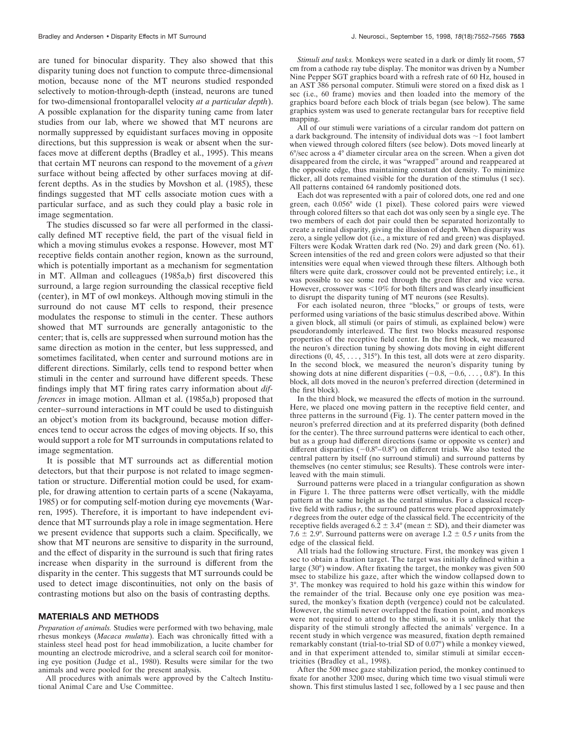are tuned for binocular disparity. They also showed that this disparity tuning does not function to compute three-dimensional motion, because none of the MT neurons studied responded selectively to motion-through-depth (instead, neurons are tuned for two-dimensional frontoparallel velocity *at a particular depth*). A possible explanation for the disparity tuning came from later studies from our lab, where we showed that MT neurons are normally suppressed by equidistant surfaces moving in opposite directions, but this suppression is weak or absent when the surfaces move at different depths (Bradley et al., 1995). This means that certain MT neurons can respond to the movement of a *given* surface without being affected by other surfaces moving at different depths. As in the studies by Movshon et al. (1985), these findings suggested that MT cells associate motion cues with a particular surface, and as such they could play a basic role in image segmentation.

The studies discussed so far were all performed in the classically defined MT receptive field, the part of the visual field in which a moving stimulus evokes a response. However, most MT receptive fields contain another region, known as the surround, which is potentially important as a mechanism for segmentation in MT. Allman and colleagues (1985a,b) first discovered this surround, a large region surrounding the classical receptive field (center), in MT of owl monkeys. Although moving stimuli in the surround do not cause MT cells to respond, their presence modulates the response to stimuli in the center. These authors showed that MT surrounds are generally antagonistic to the center; that is, cells are suppressed when surround motion has the same direction as motion in the center, but less suppressed, and sometimes facilitated, when center and surround motions are in different directions. Similarly, cells tend to respond better when stimuli in the center and surround have different speeds. These findings imply that MT firing rates carry information about *differences* in image motion. Allman et al. (1985a,b) proposed that center–surround interactions in MT could be used to distinguish an object's motion from its background, because motion differences tend to occur across the edges of moving objects. If so, this would support a role for MT surrounds in computations related to image segmentation.

It is possible that MT surrounds act as differential motion detectors, but that their purpose is not related to image segmentation or structure. Differential motion could be used, for example, for drawing attention to certain parts of a scene (Nakayama, 1985) or for computing self-motion during eye movements (Warren, 1995). Therefore, it is important to have independent evidence that MT surrounds play a role in image segmentation. Here we present evidence that supports such a claim. Specifically, we show that MT neurons are sensitive to disparity in the surround, and the effect of disparity in the surround is such that firing rates increase when disparity in the surround is different from the disparity in the center. This suggests that MT surrounds could be used to detect image discontinuities, not only on the basis of contrasting motions but also on the basis of contrasting depths.

## MATERIALS AND METHODS

*Preparation of animals.* Studies were performed with two behaving, male rhesus monkeys (*Macaca mulatta*). Each was chronically fitted with a stainless steel head post for head immobilization, a lucite chamber for mounting an electrode microdrive, and a scleral search coil for monitoring eye position (Judge et al., 1980). Results were similar for the two animals and were pooled for the present analysis.

All procedures with animals were approved by the Caltech Institutional Animal Care and Use Committee.

*Stimuli and tasks.* Monkeys were seated in a dark or dimly lit room, 57 cm from a cathode ray tube display. The monitor was driven by a Number Nine Pepper SGT graphics board with a refresh rate of 60 Hz, housed in an AST 386 personal computer. Stimuli were stored on a fixed disk as 1 sec (i.e., 60 frame) movies and then loaded into the memory of the graphics board before each block of trials began (see below). The same graphics system was used to generate rectangular bars for receptive field mapping.

All of our stimuli were variations of a circular random dot pattern on a dark background. The intensity of individual dots was ~1 foot lambert when viewed through colored filters (see below). Dots moved linearly at 6°/sec across a 4° diameter circular area on the screen. When a given dot disappeared from the circle, it was "wrapped" around and reappeared at the opposite edge, thus maintaining constant dot density. To minimize flicker, all dots remained visible for the duration of the stimulus (1 sec). All patterns contained 64 randomly positioned dots.

Each dot was represented with a pair of colored dots, one red and one green, each 0.056° wide (1 pixel). These colored pairs were viewed through colored filters so that each dot was only seen by a single eye. The two members of each dot pair could then be separated horizontally to create a retinal disparity, giving the illusion of depth. When disparity was zero, a single yellow dot (i.e., a mixture of red and green) was displayed. Filters were Kodak Wratten dark red (No. 29) and dark green (No. 61). Screen intensities of the red and green colors were adjusted so that their intensities were equal when viewed through these filters. Although both filters were quite dark, crossover could not be prevented entirely; i.e., it was possible to see some red through the green filter and vice versa. However, crossover was <10% for both filters and was clearly insufficient to disrupt the disparity tuning of MT neurons (see Results).

For each isolated neuron, three "blocks," or groups of tests, were performed using variations of the basic stimulus described above. Within a given block, all stimuli (or pairs of stimuli, as explained below) were pseudorandomly interleaved. The first two blocks measured response properties of the receptive field center. In the first block, we measured the neuron's direction tuning by showing dots moving in eight different directions (0, 45, . . . , 315°). In this test, all dots were at zero disparity. In the second block, we measured the neuron's disparity tuning by showing dots at nine different disparities (−0.8, −0.6, . . . , 0.8°). In this block, all dots moved in the neuron's preferred direction (determined in the first block).

In the third block, we measured the effects of motion in the surround. Here, we placed one moving pattern in the receptive field center, and three patterns in the surround (Fig. 1). The center pattern moved in the neuron's preferred direction and at its preferred disparity (both defined for the center). The three surround patterns were identical to each other, but as a group had different directions (same or opposite vs center) and different disparities (−0.8°–0.8°) on different trials. We also tested the central pattern by itself (no surround stimuli) and surround patterns by themselves (no center stimulus; see Results). These controls were interleaved with the main stimuli.

Surround patterns were placed in a triangular configuration as shown in Figure 1. The three patterns were offset vertically, with the middle pattern at the same height as the central stimulus. For a classical receptive field with radius *r*, the surround patterns were placed approximately *r* degrees from the outer edge of the classical field. The eccentricity of the receptive fields averaged 6.2 ± 3.4° (mean ± SD), and their diameter was 7.6 ± 2.9°. Surround patterns were on average 1.2 ± 0.5 *r* units from the edge of the classical field.

All trials had the following structure. First, the monkey was given 1 sec to obtain a fixation target. The target was initially defined within a large (30°) window. After fixating the target, the monkey was given 500 msec to stabilize his gaze, after which the window collapsed down to 3°. The monkey was required to hold his gaze within this window for the remainder of the trial. Because only one eye position was measured, the monkey's fixation depth (vergence) could not be calculated. However, the stimuli never overlapped the fixation point, and monkeys were not required to attend to the stimuli, so it is unlikely that the disparity of the stimuli strongly affected the animals' vergence. In a recent study in which vergence was measured, fixation depth remained remarkably constant (trial-to-trial SD of 0.07°) while a monkey viewed, and in that experiment attended to, similar stimuli at similar eccentricities (Bradley et al., 1998).

After the 500 msec gaze stabilization period, the monkey continued to fixate for another 3200 msec, during which time two visual stimuli were shown. This first stimulus lasted 1 sec, followed by a 1 sec pause and then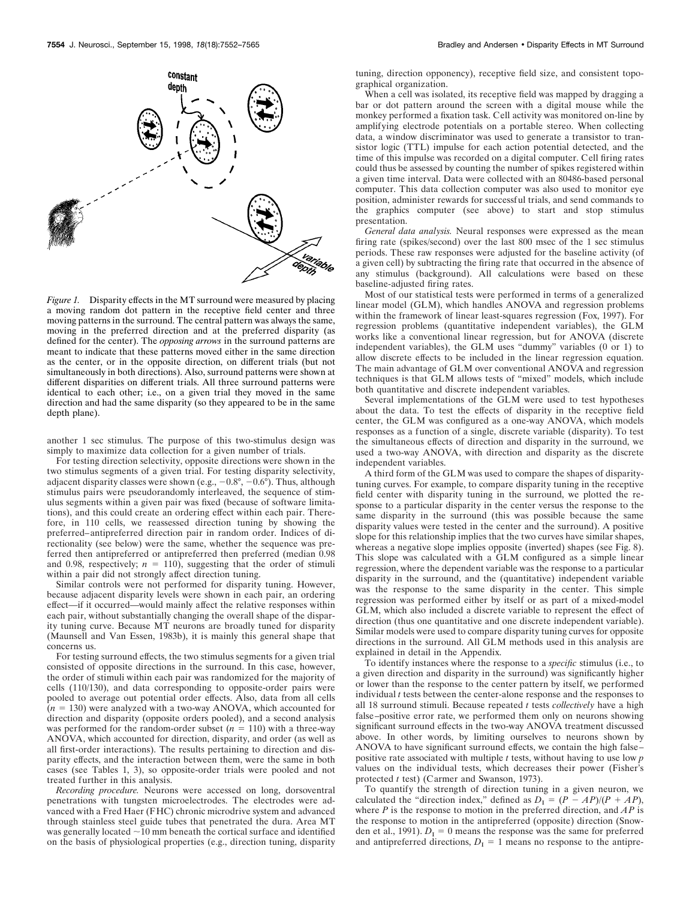*Figure 1.* Disparity effects in the MT surround were measured by placing a moving random dot pattern in the receptive field center and three moving patterns in the surround. The central pattern was always the same, moving in the preferred direction and at the preferred disparity (as defined for the center). The *opposing arrows* in the surround patterns are meant to indicate that these patterns moved either in the same direction as the center, or in the opposite direction, on different trials (but not simultaneously in both directions). Also, surround patterns were shown at different disparities on different trials. All three surround patterns were identical to each other; i.e., on a given trial they moved in the same direction and had the same disparity (so they appeared to be in the same depth plane).

another 1 sec stimulus. The purpose of this two-stimulus design was simply to maximize data collection for a given number of trials.

For testing direction selectivity, opposite directions were shown in the two stimulus segments of a given trial. For testing disparity selectivity, adjacent disparity classes were shown (e.g., −0.8°, −0.6°). Thus, although stimulus pairs were pseudorandomly interleaved, the sequence of stimulus segments within a given pair was fixed (because of software limitations), and this could create an ordering effect within each pair. Therefore, in 110 cells, we reassessed direction tuning by showing the preferred–antipreferred direction pair in random order. Indices of directionality (see below) were the same, whether the sequence was preferred then antipreferred or antipreferred then preferred (median 0.98 and 0.98, respectively; $n = 110$), suggesting that the order of stimuli within a pair did not strongly affect direction tuning.

Similar controls were not performed for disparity tuning. However, because adjacent disparity levels were shown in each pair, an ordering effect—if it occurred—would mainly affect the relative responses within each pair, without substantially changing the overall shape of the disparity tuning curve. Because MT neurons are broadly tuned for disparity (Maunsell and Van Essen, 1983b), it is mainly this general shape that concerns us.

For testing surround effects, the two stimulus segments for a given trial consisted of opposite directions in the surround. In this case, however, the order of stimuli within each pair was randomized for the majority of cells (110/130), and data corresponding to opposite-order pairs were pooled to average out potential order effects. Also, data from all cells ($n = 130$) were analyzed with a two-way ANOVA, which accounted for direction and disparity (opposite orders pooled), and a second analysis was performed for the random-order subset ($n = 110$) with a three-way ANOVA, which accounted for direction, disparity, and order (as well as all first-order interactions). The results pertaining to direction and disparity effects, and the interaction between them, were the same in both cases (see Tables 1, 3), so opposite-order trials were pooled and not treated further in this analysis.

*Recording procedure.* Neurons were accessed on long, dorsoventral penetrations with tungsten microelectrodes. The electrodes were advanced with a Fred Haer (FHC) chronic microdrive system and advanced through stainless steel guide tubes that penetrated the dura. Area MT was generally located ~10 mm beneath the cortical surface and identified on the basis of physiological properties (e.g., direction tuning, disparity tuning, direction opponency), receptive field size, and consistent topographical organization.

When a cell was isolated, its receptive field was mapped by dragging a bar or dot pattern around the screen with a digital mouse while the monkey performed a fixation task. Cell activity was monitored on-line by amplifying electrode potentials on a portable stereo. When collecting data, a window discriminator was used to generate a transistor to transistor logic (TTL) impulse for each action potential detected, and the time of this impulse was recorded on a digital computer. Cell firing rates could thus be assessed by counting the number of spikes registered within a given time interval. Data were collected with an 80486-based personal computer. This data collection computer was also used to monitor eye position, administer rewards for successful trials, and send commands to the graphics computer (see above) to start and stop stimulus presentation.

*General data analysis.* Neural responses were expressed as the mean firing rate (spikes/second) over the last 800 msec of the 1 sec stimulus periods. These raw responses were adjusted for the baseline activity (of a given cell) by subtracting the firing rate that occurred in the absence of any stimulus (background). All calculations were based on these baseline-adjusted firing rates.

Most of our statistical tests were performed in terms of a generalized linear model (GLM), which handles ANOVA and regression problems within the framework of linear least-squares regression (Fox, 1997). For regression problems (quantitative independent variables), the GLM works like a conventional linear regression, but for ANOVA (discrete independent variables), the GLM uses "dummy" variables (0 or 1) to allow discrete effects to be included in the linear regression equation. The main advantage of GLM over conventional ANOVA and regression techniques is that GLM allows tests of "mixed" models, which include both quantitative and discrete independent variables.

Several implementations of the GLM were used to test hypotheses about the data. To test the effects of disparity in the receptive field center, the GLM was configured as a one-way ANOVA, which models responses as a function of a single, discrete variable (disparity). To test the simultaneous effects of direction and disparity in the surround, we used a two-way ANOVA, with direction and disparity as the discrete independent variables.

A third form of the GLM was used to compare the shapes of disparity-tuning curves. For example, to compare disparity tuning in the receptive field center with disparity tuning in the surround, we plotted the response to a particular disparity in the center versus the response to the same disparity in the surround (this was possible because the same disparity values were tested in the center and the surround). A positive slope for this relationship implies that the two curves have similar shapes, whereas a negative slope implies opposite (inverted) shapes (see Fig. 8). This slope was calculated with a GLM configured as a simple linear regression, where the dependent variable was the response to a particular disparity in the surround, and the (quantitative) independent variable was the response to the same disparity in the center. This simple regression was performed either by itself or as part of a mixed-model GLM, which also included a discrete variable to represent the effect of direction (thus one quantitative and one discrete independent variable). Similar models were used to compare disparity tuning curves for opposite directions in the surround. All GLM methods used in this analysis are explained in detail in the Appendix.

To identify instances where the response to a *specific* stimulus (i.e., to a given direction and disparity in the surround) was significantly higher or lower than the response to the center pattern by itself, we performed individual $t$ tests between the center-alone response and the responses to all 18 surround stimuli. Because repeated $t$ tests *collectively* have a high false–positive error rate, we performed them only on neurons showing significant surround effects in the two-way ANOVA treatment discussed above. In other words, by limiting ourselves to neurons shown by ANOVA to have significant surround effects, we contain the high false–positive rate associated with multiple $t$ tests, without having to use low $p$ values on the individual tests, which decreases their power (Fisher's protected $t$ test) (Carmer and Swanson, 1973).

To quantify the strength of direction tuning in a given neuron, we calculated the "direction index," defined as $D_I = (P - AP)/(P + AP)$, where $P$ is the response to motion in the preferred direction, and $AP$ is the response to motion in the antipreferred (opposite) direction (Snowden et al., 1991). $D_I = 0$ means the response was the same for preferred and antipreferred directions, $D_I = 1$ means no response to the antipre-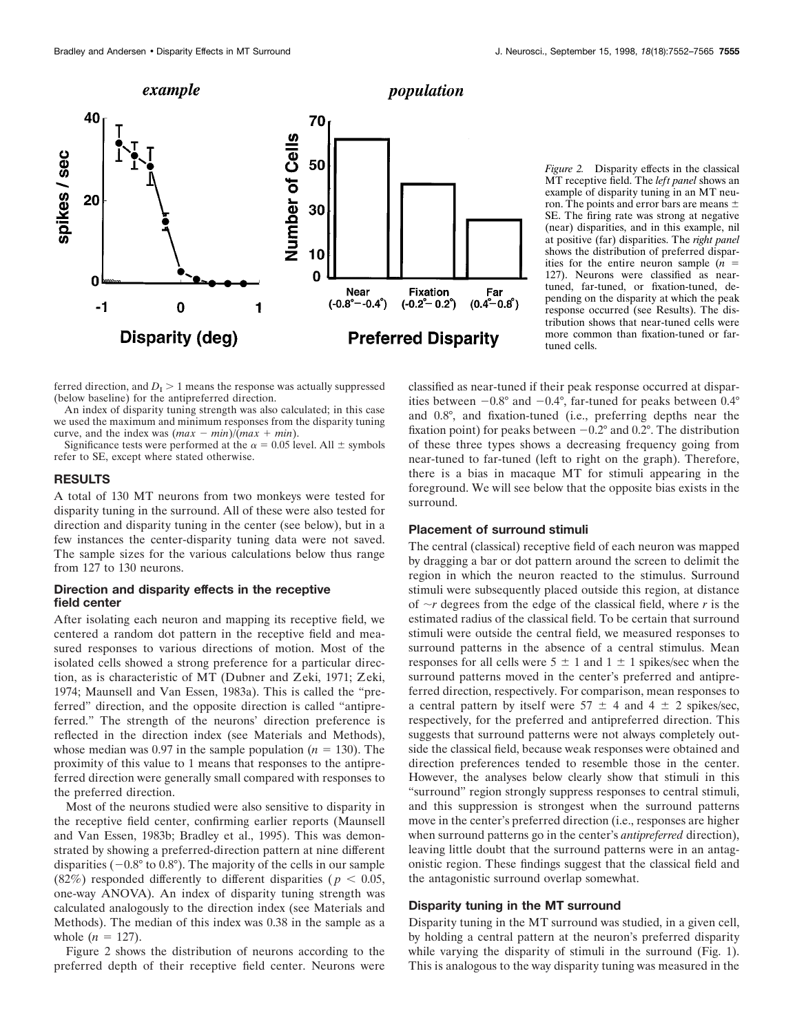*Figure 2.* Disparity effects in the classical MT receptive field. The *left panel* shows an example of disparity tuning in an MT neuron. The points and error bars are means ± SE. The firing rate was strong at negative (near) disparities, and in this example, nil at positive (far) disparities. The *right panel* shows the distribution of preferred disparities for the entire neuron sample ($n$ = 127). Neurons were classified as near-tuned, far-tuned, or fixation-tuned, depending on the disparity at which the peak response occurred (see Results). The distribution shows that near-tuned cells were more common than fixation-tuned or far-tuned cells.

ferred direction, and $D_I > 1$ means the response was actually suppressed (below baseline) for the antipreferred direction.

An index of disparity tuning strength was also calculated; in this case we used the maximum and minimum responses from the disparity tuning curve, and the index was $(max - min)/(max + min)$.

Significance tests were performed at the $\alpha = 0.05$ level. All ± symbols refer to SE, except where stated otherwise.

## RESULTS

A total of 130 MT neurons from two monkeys were tested for disparity tuning in the surround. All of these were also tested for direction and disparity tuning in the center (see below), but in a few instances the center-disparity tuning data were not saved. The sample sizes for the various calculations below thus range from 127 to 130 neurons.

### Direction and disparity effects in the receptive field center

After isolating each neuron and mapping its receptive field, we centered a random dot pattern in the receptive field and measured responses to various directions of motion. Most of the isolated cells showed a strong preference for a particular direction, as is characteristic of MT (Dubner and Zeki, 1971; Zeki, 1974; Maunsell and Van Essen, 1983a). This is called the "preferred" direction, and the opposite direction is called "antipreferred." The strength of the neurons' direction preference is reflected in the direction index (see Materials and Methods), whose median was 0.97 in the sample population ($n$ = 130). The proximity of this value to 1 means that responses to the antipreferred direction were generally small compared with responses to the preferred direction.

Most of the neurons studied were also sensitive to disparity in the receptive field center, confirming earlier reports (Maunsell and Van Essen, 1983b; Bradley et al., 1995). This was demonstrated by showing a preferred-direction pattern at nine different disparities (−0.8° to 0.8°). The majority of the cells in our sample (82%) responded differently to different disparities ($p < 0.05$, one-way ANOVA). An index of disparity tuning strength was calculated analogously to the direction index (see Materials and Methods). The median of this index was 0.38 in the sample as a whole ($n$ = 127).

Figure 2 shows the distribution of neurons according to the preferred depth of their receptive field center. Neurons were classified as near-tuned if their peak response occurred at disparities between −0.8° and −0.4°, far-tuned for peaks between 0.4° and 0.8°, and fixation-tuned (i.e., preferring depths near the fixation point) for peaks between −0.2° and 0.2°. The distribution of these three types shows a decreasing frequency going from near-tuned to far-tuned (left to right on the graph). Therefore, there is a bias in macaque MT for stimuli appearing in the foreground. We will see below that the opposite bias exists in the surround.

### Placement of surround stimuli

The central (classical) receptive field of each neuron was mapped by dragging a bar or dot pattern around the screen to delimit the region in which the neuron reacted to the stimulus. Surround stimuli were subsequently placed outside this region, at distance of ~$r$ degrees from the edge of the classical field, where $r$ is the estimated radius of the classical field. To be certain that surround stimuli were outside the central field, we measured responses to surround patterns in the absence of a central stimulus. Mean responses for all cells were 5 ± 1 and 1 ± 1 spikes/sec when the surround patterns moved in the center's preferred and antipreferred direction, respectively. For comparison, mean responses to a central pattern by itself were 57 ± 4 and 4 ± 2 spikes/sec, respectively, for the preferred and antipreferred direction. This suggests that surround patterns were not always completely outside the classical field, because weak responses were obtained and direction preferences tended to resemble those in the center. However, the analyses below clearly show that stimuli in this "surround" region strongly suppress responses to central stimuli, and this suppression is strongest when the surround patterns move in the center's preferred direction (i.e., responses are higher when surround patterns go in the center's *antipreferred* direction), leaving little doubt that the surround patterns were in an antagonistic region. These findings suggest that the classical field and the antagonistic surround overlap somewhat.

### Disparity tuning in the MT surround

Disparity tuning in the MT surround was studied, in a given cell, by holding a central pattern at the neuron's preferred disparity while varying the disparity of stimuli in the surround (Fig. 1). This is analogous to the way disparity tuning was measured in the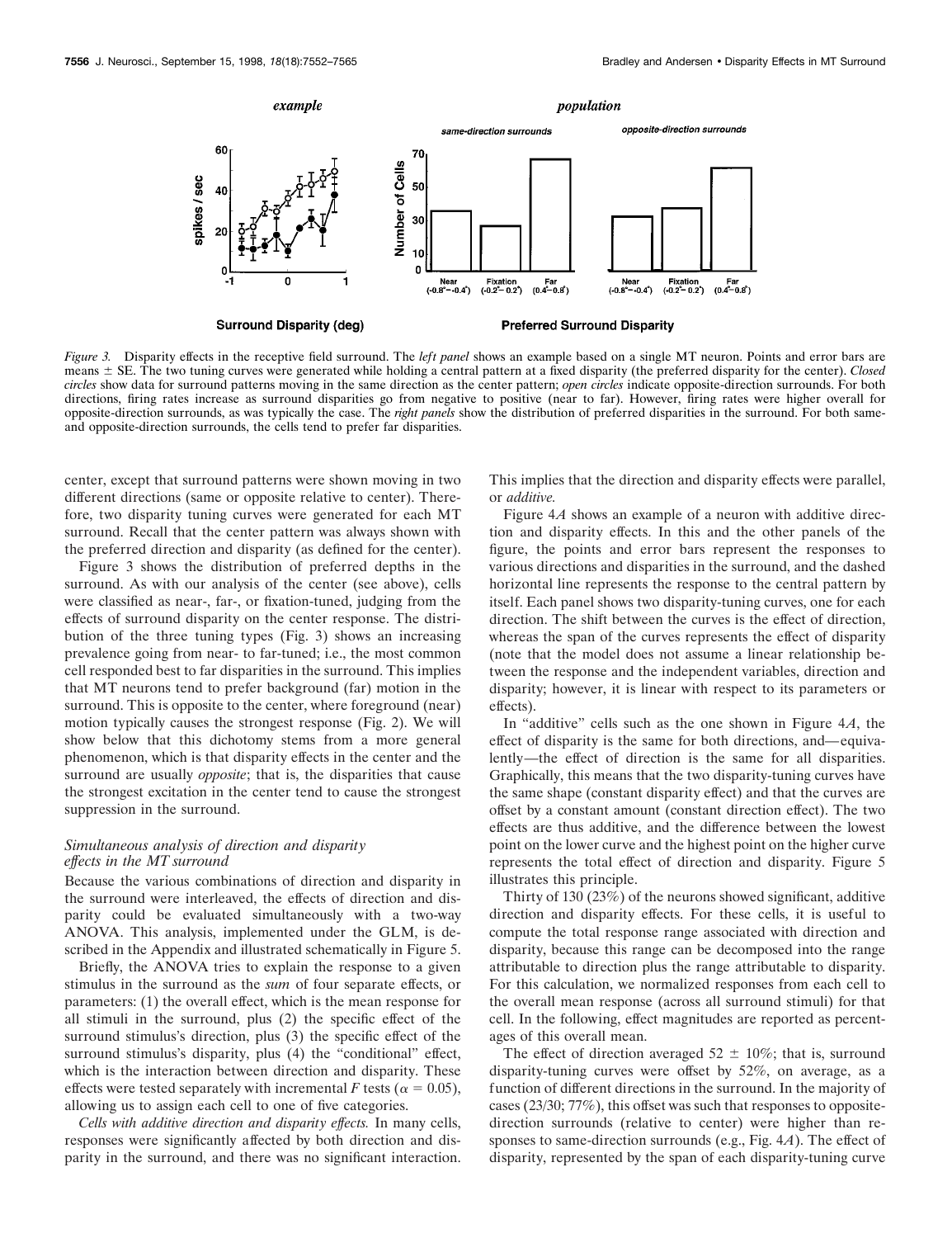*Figure 3.* Disparity effects in the receptive field surround. The *left panel* shows an example based on a single MT neuron. Points and error bars are means ± SE. The two tuning curves were generated while holding a central pattern at a fixed disparity (the preferred disparity for the center). *Closed circles* show data for surround patterns moving in the same direction as the center pattern; *open circles* indicate opposite-direction surrounds. For both directions, firing rates increase as surround disparities go from negative to positive (near to far). However, firing rates were higher overall for opposite-direction surrounds, as was typically the case. The *right panels* show the distribution of preferred disparities in the surround. For both same- and opposite-direction surrounds, the cells tend to prefer far disparities.

center, except that surround patterns were shown moving in two different directions (same or opposite relative to center). Therefore, two disparity tuning curves were generated for each MT surround. Recall that the center pattern was always shown with the preferred direction and disparity (as defined for the center).

Figure 3 shows the distribution of preferred depths in the surround. As with our analysis of the center (see above), cells were classified as near-, far-, or fixation-tuned, judging from the effects of surround disparity on the center response. The distribution of the three tuning types (Fig. 3) shows an increasing prevalence going from near- to far-tuned; i.e., the most common cell responded best to far disparities in the surround. This implies that MT neurons tend to prefer background (far) motion in the surround. This is opposite to the center, where foreground (near) motion typically causes the strongest response (Fig. 2). We will show below that this dichotomy stems from a more general phenomenon, which is that disparity effects in the center and the surround are usually *opposite*; that is, the disparities that cause the strongest excitation in the center tend to cause the strongest suppression in the surround.

### *Simultaneous analysis of direction and disparity effects in the MT surround*

Because the various combinations of direction and disparity in the surround were interleaved, the effects of direction and disparity could be evaluated simultaneously with a two-way ANOVA. This analysis, implemented under the GLM, is described in the Appendix and illustrated schematically in Figure 5.

Briefly, the ANOVA tries to explain the response to a given stimulus in the surround as the *sum* of four separate effects, or parameters: (1) the overall effect, which is the mean response for all stimuli in the surround, plus (2) the specific effect of the surround stimulus's direction, plus (3) the specific effect of the surround stimulus's disparity, plus (4) the "conditional" effect, which is the interaction between direction and disparity. These effects were tested separately with incremental $F$ tests ($\alpha = 0.05$), allowing us to assign each cell to one of five categories.

*Cells with additive direction and disparity effects.* In many cells, responses were significantly affected by both direction and disparity in the surround, and there was no significant interaction. This implies that the direction and disparity effects were parallel, or *additive.*

Figure 4*A* shows an example of a neuron with additive direction and disparity effects. In this and the other panels of the figure, the points and error bars represent the responses to various directions and disparities in the surround, and the dashed horizontal line represents the response to the central pattern by itself. Each panel shows two disparity-tuning curves, one for each direction. The shift between the curves is the effect of direction, whereas the span of the curves represents the effect of disparity (note that the model does not assume a linear relationship between the response and the independent variables, direction and disparity; however, it is linear with respect to its parameters or effects).

In "additive" cells such as the one shown in Figure 4*A*, the effect of disparity is the same for both directions, and—equivalently—the effect of direction is the same for all disparities. Graphically, this means that the two disparity-tuning curves have the same shape (constant disparity effect) and that the curves are offset by a constant amount (constant direction effect). The two effects are thus additive, and the difference between the lowest point on the lower curve and the highest point on the higher curve represents the total effect of direction and disparity. Figure 5 illustrates this principle.

Thirty of 130 (23%) of the neurons showed significant, additive direction and disparity effects. For these cells, it is useful to compute the total response range associated with direction and disparity, because this range can be decomposed into the range attributable to direction plus the range attributable to disparity. For this calculation, we normalized responses from each cell to the overall mean response (across all surround stimuli) for that cell. In the following, effect magnitudes are reported as percentages of this overall mean.

The effect of direction averaged 52 ± 10%; that is, surround disparity-tuning curves were offset by 52%, on average, as a function of different directions in the surround. In the majority of cases (23/30; 77%), this offset was such that responses to opposite-direction surrounds (relative to center) were higher than responses to same-direction surrounds (e.g., Fig. 4*A*). The effect of disparity, represented by the span of each disparity-tuning curve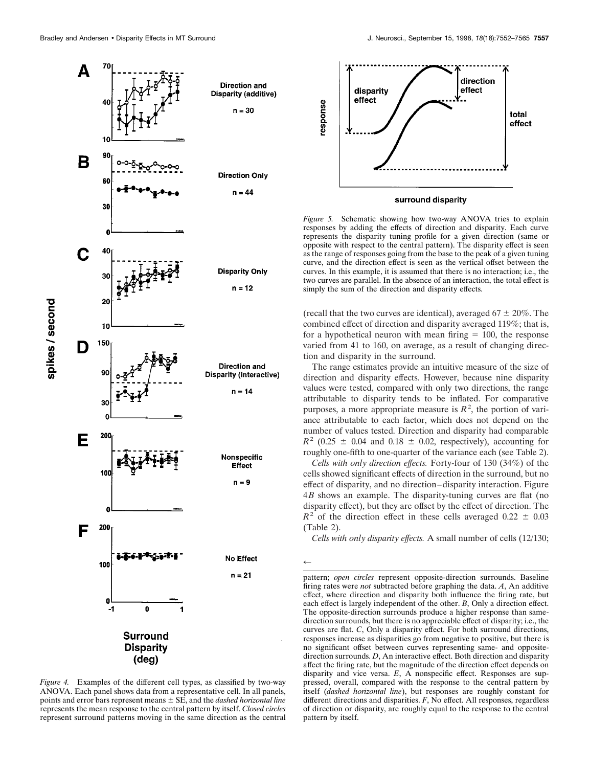*Figure 4.* Examples of the different cell types, as classified by two-way ANOVA. Each panel shows data from a representative cell. In all panels, points and error bars represent means ± SE, and the *dashed horizontal line* represents the mean response to the central pattern by itself. *Closed circles* represent surround patterns moving in the same direction as the central pattern; *open circles* represent opposite-direction surrounds. Baseline firing rates were *not* subtracted before graphing the data. *A*, An additive effect, where direction and disparity both influence the firing rate, but each effect is largely independent of the other. *B*, Only a direction effect. The opposite-direction surrounds produce a higher response than same-direction surrounds, but there is no appreciable effect of disparity; i.e., the curves are flat. *C*, Only a disparity effect. For both surround directions, responses increase as disparities go from negative to positive, but there is no significant offset between curves representing same- and opposite-direction surrounds. *D*, An interactive effect. Both direction and disparity affect the firing rate, but the magnitude of the direction effect depends on disparity and vice versa. *E*, A nonspecific effect. Responses are suppressed, overall, compared with the response to the central pattern by itself (*dashed horizontal line*), but responses are roughly constant for different directions and disparities. *F*, No effect. All responses, regardless of direction or disparity, are roughly equal to the response to the central pattern by itself.

*Figure 5.* Schematic showing how two-way ANOVA tries to explain responses by adding the effects of direction and disparity. Each curve represents the disparity tuning profile for a given direction (same or opposite with respect to the central pattern). The disparity effect is seen as the range of responses going from the base to the peak of a given tuning curve, and the direction effect is seen as the vertical offset between the curves. In this example, it is assumed that there is no interaction; i.e., the two curves are parallel. In the absence of an interaction, the total effect is simply the sum of the direction and disparity effects.

(recall that the two curves are identical), averaged 67 ± 20%. The combined effect of direction and disparity averaged 119%; that is, for a hypothetical neuron with mean firing = 100, the response varied from 41 to 160, on average, as a result of changing direction and disparity in the surround.

The range estimates provide an intuitive measure of the size of direction and disparity effects. However, because nine disparity values were tested, compared with only two directions, the range attributable to disparity tends to be inflated. For comparative purposes, a more appropriate measure is $R^2$, the portion of variance attributable to each factor, which does not depend on the number of values tested. Direction and disparity had comparable $R^2$ (0.25 ± 0.04 and 0.18 ± 0.02, respectively), accounting for roughly one-fifth to one-quarter of the variance each (see Table 2).

*Cells with only direction effects.* Forty-four of 130 (34%) of the cells showed significant effects of direction in the surround, but no effect of disparity, and no direction–disparity interaction. Figure 4*B* shows an example. The disparity-tuning curves are flat (no disparity effect), but they are offset by the effect of direction. The $R^2$ of the direction effect in these cells averaged 0.22 ± 0.03 (Table 2).

*Cells with only disparity effects.* A small number of cells (12/130;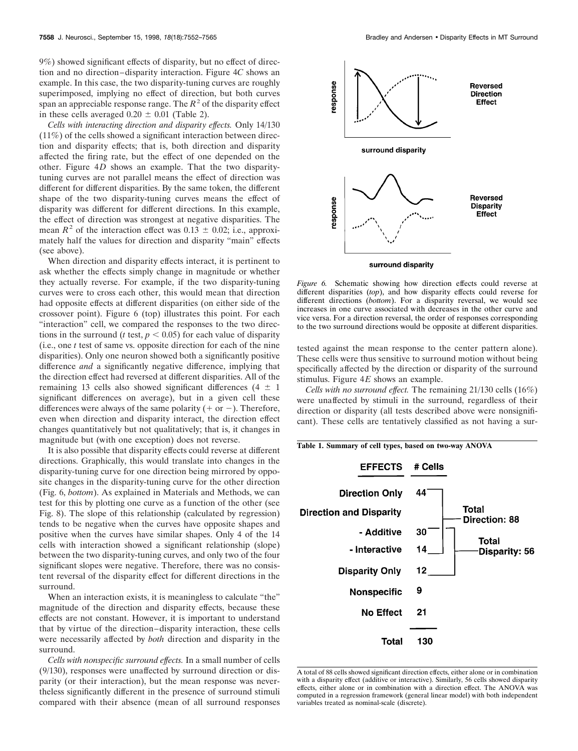9%) showed significant effects of disparity, but no effect of direction and no direction–disparity interaction. Figure 4*C* shows an example. In this case, the two disparity-tuning curves are roughly superimposed, implying no effect of direction, but both curves span an appreciable response range. The $R^2$ of the disparity effect in these cells averaged $0.20 \pm 0.01$ (Table 2).

*Cells with interacting direction and disparity effects.* Only 14/130 (11%) of the cells showed a significant interaction between direction and disparity effects; that is, both direction and disparity affected the firing rate, but the effect of one depended on the other. Figure 4*D* shows an example. That the two disparity-tuning curves are not parallel means the effect of direction was different for different disparities. By the same token, the different shape of the two disparity-tuning curves means the effect of disparity was different for different directions. In this example, the effect of direction was strongest at negative disparities. The mean $R^2$ of the interaction effect was $0.13 \pm 0.02$; i.e., approximately half the values for direction and disparity "main" effects (see above).

When direction and disparity effects interact, it is pertinent to ask whether the effects simply change in magnitude or whether they actually reverse. For example, if the two disparity-tuning curves were to cross each other, this would mean that direction had opposite effects at different disparities (on either side of the crossover point). Figure 6 (top) illustrates this point. For each "interaction" cell, we compared the responses to the two directions in the surround ($t$ test, $p < 0.05$) for each value of disparity (i.e., one $t$ test of same vs. opposite direction for each of the nine disparities). Only one neuron showed both a significantly positive difference *and* a significantly negative difference, implying that the direction effect had reversed at different disparities. All of the remaining 13 cells also showed significant differences ($4 \pm 1$ significant differences on average), but in a given cell these differences were always of the same polarity (+ or −). Therefore, even when direction and disparity interact, the direction effect changes quantitatively but not qualitatively; that is, it changes in magnitude but (with one exception) does not reverse.

It is also possible that disparity effects could reverse at different directions. Graphically, this would translate into changes in the disparity-tuning curve for one direction being mirrored by opposite changes in the disparity-tuning curve for the other direction (Fig. 6, *bottom*). As explained in Materials and Methods, we can test for this by plotting one curve as a function of the other (see Fig. 8). The slope of this relationship (calculated by regression) tends to be negative when the curves have opposite shapes and positive when the curves have similar shapes. Only 4 of the 14 cells with interaction showed a significant relationship (slope) between the two disparity-tuning curves, and only two of the four significant slopes were negative. Therefore, there was no consistent reversal of the disparity effect for different directions in the surround.

When an interaction exists, it is meaningless to calculate "the" magnitude of the direction and disparity effects, because these effects are not constant. However, it is important to understand that by virtue of the direction–disparity interaction, these cells were necessarily affected by *both* direction and disparity in the surround.

*Cells with nonspecific surround effects.* In a small number of cells (9/130), responses were unaffected by surround direction or disparity (or their interaction), but the mean response was nevertheless significantly different in the presence of surround stimuli compared with their absence (mean of all surround responses tested against the mean response to the center pattern alone). These cells were thus sensitive to surround motion without being specifically affected by the direction or disparity of the surround stimulus. Figure 4*E* shows an example.

*Cells with no surround effect.* The remaining 21/130 cells (16%) were unaffected by stimuli in the surround, regardless of their direction or disparity (all tests described above were nonsignificant). These cells are tentatively classified as not having a sur-

*Figure 6.* Schematic showing how direction effects could reverse at different disparities (*top*), and how disparity effects could reverse for different directions (*bottom*). For a disparity reversal, we would see increases in one curve associated with decreases in the other curve and vice versa. For a direction reversal, the order of responses corresponding to the two surround directions would be opposite at different disparities.

**Table 1. Summary of cell types, based on two-way ANOVA**

| EFFECTS | # Cells | |
|---|---|---|
| Direction Only | 44 | Total Direction: 88 |
| Direction and Disparity | | |
| - Additive | 30 | Total Disparity: 56 |
| - Interactive | 14 | |
| Disparity Only | 12 | |
| Nonspecific | 9 | |
| No Effect | 21 | |
| Total | 130 | |

A total of 88 cells showed significant direction effects, either alone or in combination with a disparity effect (additive or interactive). Similarly, 56 cells showed disparity effects, either alone or in combination with a direction effect. The ANOVA was computed in a regression framework (general linear model) with both independent variables treated as nominal-scale (discrete).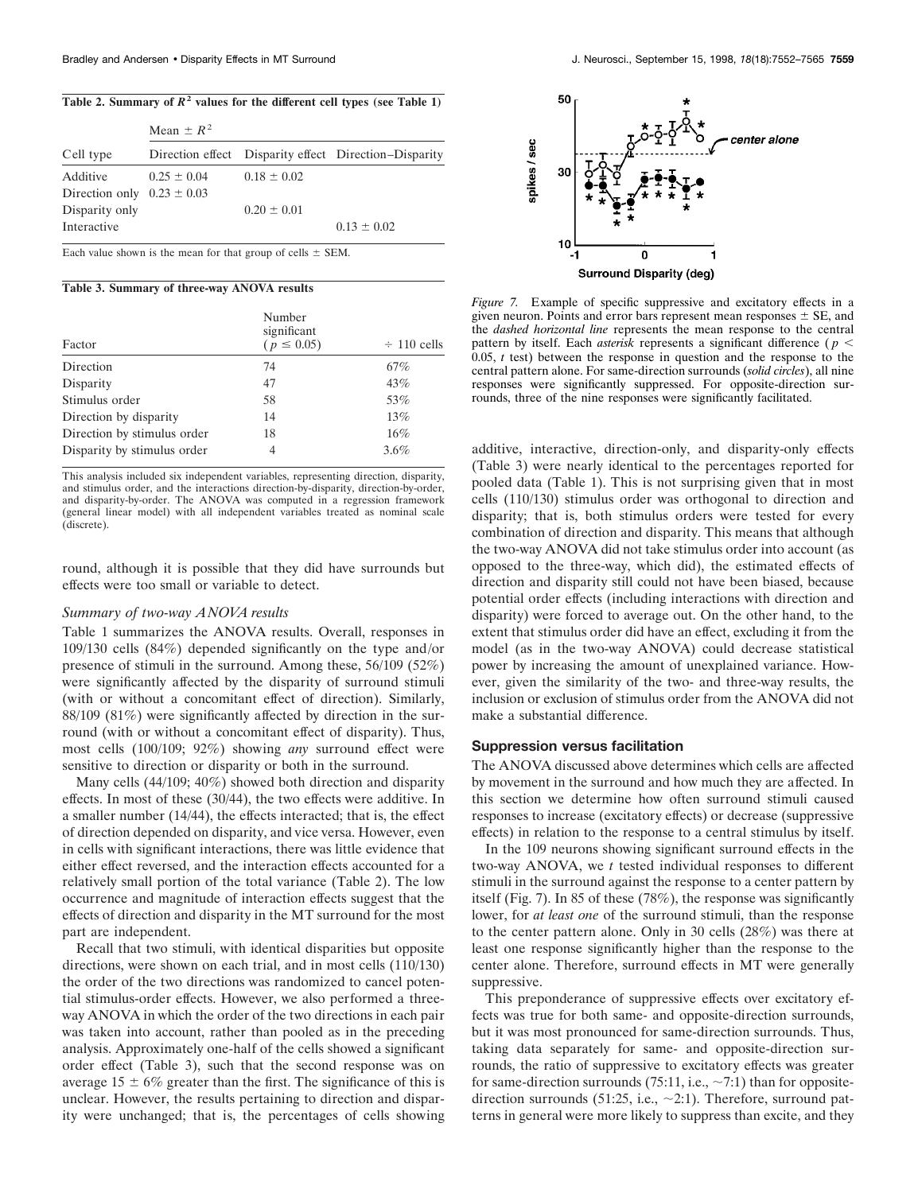**Table 2. Summary of $R^2$ values for the different cell types (see Table 1)**

| Cell type | Mean ± $R^2$ Direction effect | Disparity effect | Direction–Disparity |
|---|---|---|---|
| Additive | 0.25 ± 0.04 | 0.18 ± 0.02 | |
| Direction only | 0.23 ± 0.03 | | |
| Disparity only | | 0.20 ± 0.01 | |
| Interactive | | | 0.13 ± 0.02 |

Each value shown is the mean for that group of cells ± SEM.

**Table 3. Summary of three-way ANOVA results**

| Factor | Number significant ($p \leq 0.05$) | ÷ 110 cells |
|---|---|---|
| Direction | 74 | 67% |
| Disparity | 47 | 43% |
| Stimulus order | 58 | 53% |
| Direction by disparity | 14 | 13% |
| Direction by stimulus order | 18 | 16% |
| Disparity by stimulus order | 4 | 3.6% |

This analysis included six independent variables, representing direction, disparity, and stimulus order, and the interactions direction-by-disparity, direction-by-order, and disparity-by-order. The ANOVA was computed in a regression framework (general linear model) with all independent variables treated as nominal scale (discrete).

round, although it is possible that they did have surrounds but effects were too small or variable to detect.

### *Summary of two-way ANOVA results*

Table 1 summarizes the ANOVA results. Overall, responses in 109/130 cells (84%) depended significantly on the type and/or presence of stimuli in the surround. Among these, 56/109 (52%) were significantly affected by the disparity of surround stimuli (with or without a concomitant effect of direction). Similarly, 88/109 (81%) were significantly affected by direction in the surround (with or without a concomitant effect of disparity). Thus, most cells (100/109; 92%) showing *any* surround effect were sensitive to direction or disparity or both in the surround.

Many cells (44/109; 40%) showed both direction and disparity effects. In most of these (30/44), the two effects were additive. In a smaller number (14/44), the effects interacted; that is, the effect of direction depended on disparity, and vice versa. However, even in cells with significant interactions, there was little evidence that either effect reversed, and the interaction effects accounted for a relatively small portion of the total variance (Table 2). The low occurrence and magnitude of interaction effects suggest that the effects of direction and disparity in the MT surround for the most part are independent.

Recall that two stimuli, with identical disparities but opposite directions, were shown on each trial, and in most cells (110/130) the order of the two directions was randomized to cancel potential stimulus-order effects. However, we also performed a three-way ANOVA in which the order of the two directions in each pair was taken into account, rather than pooled as in the preceding analysis. Approximately one-half of the cells showed a significant order effect (Table 3), such that the second response was on average 15 ± 6% greater than the first. The significance of this is unclear. However, the results pertaining to direction and disparity were unchanged; that is, the percentages of cells showing additive, interactive, direction-only, and disparity-only effects (Table 3) were nearly identical to the percentages reported for pooled data (Table 1). This is not surprising given that in most cells (110/130) stimulus order was orthogonal to direction and disparity; that is, both stimulus orders were tested for every combination of direction and disparity. This means that although the two-way ANOVA did not take stimulus order into account (as opposed to the three-way, which did), the estimated effects of direction and disparity still could not have been biased, because potential order effects (including interactions with direction and disparity) were forced to average out. On the other hand, to the extent that stimulus order did have an effect, excluding it from the model (as in the two-way ANOVA) could decrease statistical power by increasing the amount of unexplained variance. However, given the similarity of the two- and three-way results, the inclusion or exclusion of stimulus order from the ANOVA did not make a substantial difference.

*Figure 7.* Example of specific suppressive and excitatory effects in a given neuron. Points and error bars represent mean responses ± SE, and the *dashed horizontal line* represents the mean response to the central pattern by itself. Each *asterisk* represents a significant difference ($p < 0.05$, $t$ test) between the response in question and the response to the central pattern alone. For same-direction surrounds (*solid circles*), all nine responses were significantly suppressed. For opposite-direction surrounds, three of the nine responses were significantly facilitated.

## Suppression versus facilitation

The ANOVA discussed above determines which cells are affected by movement in the surround and how much they are affected. In this section we determine how often surround stimuli caused responses to increase (excitatory effects) or decrease (suppressive effects) in relation to the response to a central stimulus by itself.

In the 109 neurons showing significant surround effects in the two-way ANOVA, we $t$ tested individual responses to different stimuli in the surround against the response to a center pattern by itself (Fig. 7). In 85 of these (78%), the response was significantly lower, for *at least one* of the surround stimuli, than the response to the center pattern alone. Only in 30 cells (28%) was there at least one response significantly higher than the response to the center alone. Therefore, surround effects in MT were generally suppressive.

This preponderance of suppressive effects over excitatory effects was true for both same- and opposite-direction surrounds, but it was most pronounced for same-direction surrounds. Thus, taking data separately for same- and opposite-direction surrounds, the ratio of suppressive to excitatory effects was greater for same-direction surrounds (75:11, i.e., ~7:1) than for opposite-direction surrounds (51:25, i.e., ~2:1). Therefore, surround patterns in general were more likely to suppress than excite, and they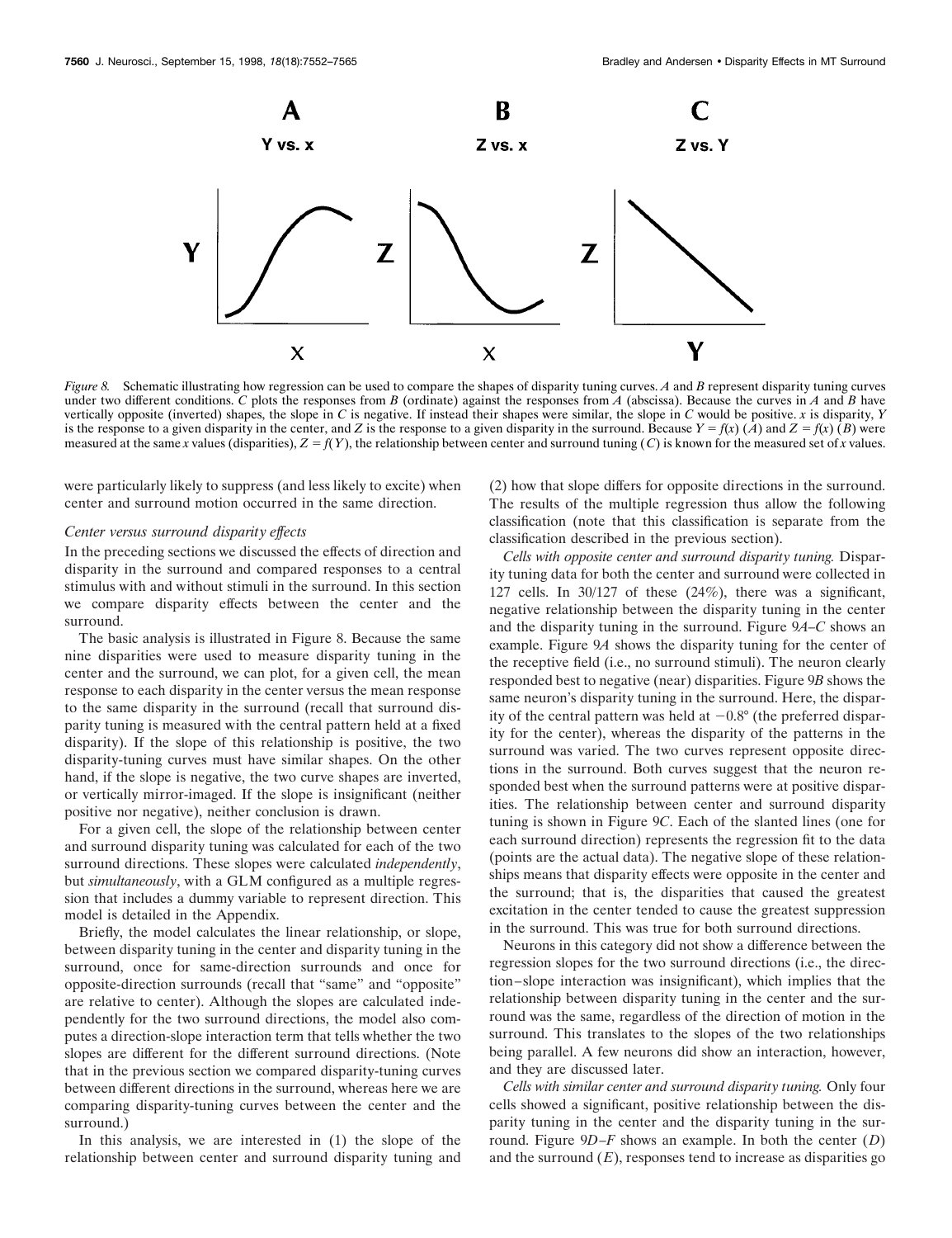A

Y vs. x

B

Z vs. x

C

Z vs. Y

Y

Z

Z

x

x

Y

*Figure 8.* Schematic illustrating how regression can be used to compare the shapes of disparity tuning curves. *A* and *B* represent disparity tuning curves under two different conditions. *C* plots the responses from *B* (ordinate) against the responses from *A* (abscissa). Because the curves in *A* and *B* have vertically opposite (inverted) shapes, the slope in *C* is negative. If instead their shapes were similar, the slope in *C* would be positive. $x$ is disparity, $Y$ is the response to a given disparity in the center, and $Z$ is the response to a given disparity in the surround. Because $Y = f(x)$ (*A*) and $Z = f(x)$ (*B*) were measured at the same $x$ values (disparities), $Z = f(Y)$, the relationship between center and surround tuning (*C*) is known for the measured set of $x$ values.

were particularly likely to suppress (and less likely to excite) when center and surround motion occurred in the same direction.

### *Center versus surround disparity effects*

In the preceding sections we discussed the effects of direction and disparity in the surround and compared responses to a central stimulus with and without stimuli in the surround. In this section we compare disparity effects between the center and the surround.

The basic analysis is illustrated in Figure 8. Because the same nine disparities were used to measure disparity tuning in the center and the surround, we can plot, for a given cell, the mean response to each disparity in the center versus the mean response to the same disparity in the surround (recall that surround disparity tuning is measured with the central pattern held at a fixed disparity). If the slope of this relationship is positive, the two disparity-tuning curves must have similar shapes. On the other hand, if the slope is negative, the two curve shapes are inverted, or vertically mirror-imaged. If the slope is insignificant (neither positive nor negative), neither conclusion is drawn.

For a given cell, the slope of the relationship between center and surround disparity tuning was calculated for each of the two surround directions. These slopes were calculated *independently*, but *simultaneously*, with a GLM configured as a multiple regression that includes a dummy variable to represent direction. This model is detailed in the Appendix.

Briefly, the model calculates the linear relationship, or slope, between disparity tuning in the center and disparity tuning in the surround, once for same-direction surrounds and once for opposite-direction surrounds (recall that "same" and "opposite" are relative to center). Although the slopes are calculated independently for the two surround directions, the model also computes a direction-slope interaction term that tells whether the two slopes are different for the different surround directions. (Note that in the previous section we compared disparity-tuning curves between different directions in the surround, whereas here we are comparing disparity-tuning curves between the center and the surround.)

In this analysis, we are interested in (1) the slope of the relationship between center and surround disparity tuning and (2) how that slope differs for opposite directions in the surround. The results of the multiple regression thus allow the following classification (note that this classification is separate from the classification described in the previous section).

*Cells with opposite center and surround disparity tuning.* Disparity tuning data for both the center and surround were collected in 127 cells. In 30/127 of these (24%), there was a significant, negative relationship between the disparity tuning in the center and the disparity tuning in the surround. Figure 9*A–C* shows an example. Figure 9*A* shows the disparity tuning for the center of the receptive field (i.e., no surround stimuli). The neuron clearly responded best to negative (near) disparities. Figure 9*B* shows the same neuron's disparity tuning in the surround. Here, the disparity of the central pattern was held at −0.8° (the preferred disparity for the center), whereas the disparity of the patterns in the surround was varied. The two curves represent opposite directions in the surround. Both curves suggest that the neuron responded best when the surround patterns were at positive disparities. The relationship between center and surround disparity tuning is shown in Figure 9*C*. Each of the slanted lines (one for each surround direction) represents the regression fit to the data (points are the actual data). The negative slope of these relationships means that disparity effects were opposite in the center and the surround; that is, the disparities that caused the greatest excitation in the center tended to cause the greatest suppression in the surround. This was true for both surround directions.

Neurons in this category did not show a difference between the regression slopes for the two surround directions (i.e., the direction–slope interaction was insignificant), which implies that the relationship between disparity tuning in the center and the surround was the same, regardless of the direction of motion in the surround. This translates to the slopes of the two relationships being parallel. A few neurons did show an interaction, however, and they are discussed later.

*Cells with similar center and surround disparity tuning.* Only four cells showed a significant, positive relationship between the disparity tuning in the center and the disparity tuning in the surround. Figure 9*D–F* shows an example. In both the center (*D*) and the surround (*E*), responses tend to increase as disparities go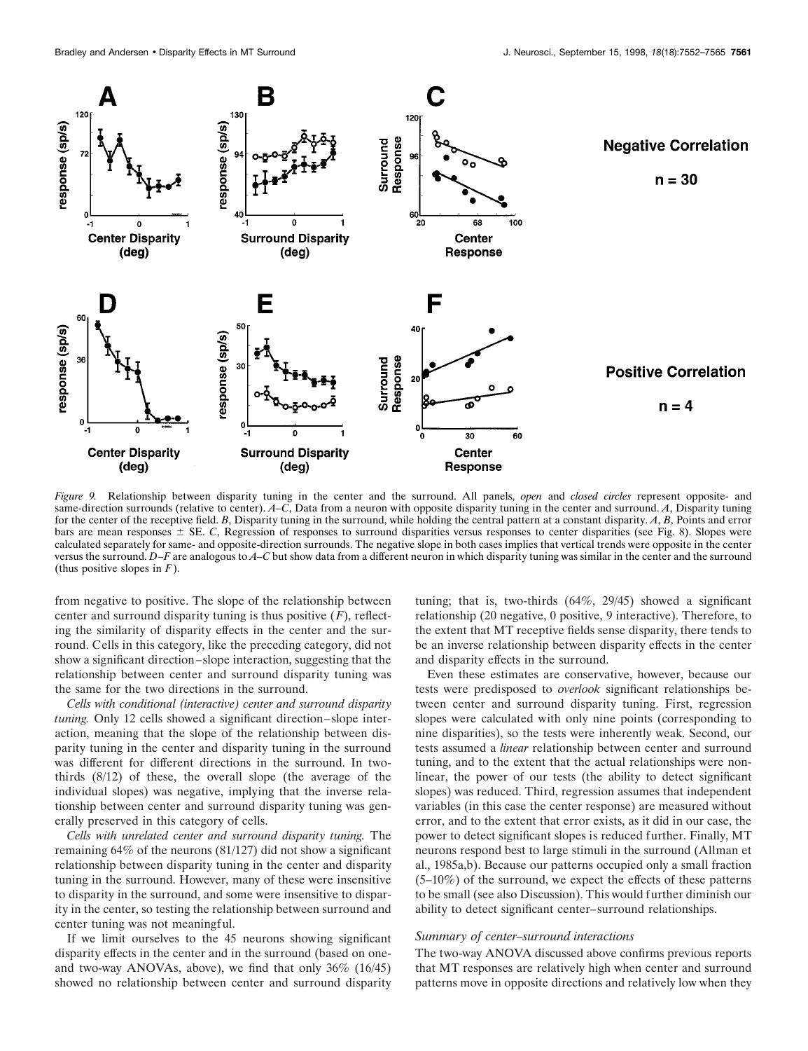*Figure 9.* Relationship between disparity tuning in the center and the surround. All panels, *open* and *closed circles* represent opposite- and same-direction surrounds (relative to center). *A–C*, Data from a neuron with opposite disparity tuning in the center and surround. *A*, Disparity tuning for the center of the receptive field. *B*, Disparity tuning in the surround, while holding the central pattern at a constant disparity. *A*, *B*, Points and error bars are mean responses ± SE. *C*, Regression of responses to surround disparities versus responses to center disparities (see Fig. 8). Slopes were calculated separately for same- and opposite-direction surrounds. The negative slope in both cases implies that vertical trends were opposite in the center versus the surround. *D–F* are analogous to *A–C* but show data from a different neuron in which disparity tuning was similar in the center and the surround (thus positive slopes in *F*).

from negative to positive. The slope of the relationship between center and surround disparity tuning is thus positive (*F*), reflecting the similarity of disparity effects in the center and the surround. Cells in this category, like the preceding category, did not show a significant direction–slope interaction, suggesting that the relationship between center and surround disparity tuning was the same for the two directions in the surround.

*Cells with conditional (interactive) center and surround disparity tuning.* Only 12 cells showed a significant direction–slope interaction, meaning that the slope of the relationship between disparity tuning in the center and disparity tuning in the surround was different for different directions in the surround. In two-thirds (8/12) of these, the overall slope (the average of the individual slopes) was negative, implying that the inverse relationship between center and surround disparity tuning was generally preserved in this category of cells.

*Cells with unrelated center and surround disparity tuning.* The remaining 64% of the neurons (81/127) did not show a significant relationship between disparity tuning in the center and disparity tuning in the surround. However, many of these were insensitive to disparity in the surround, and some were insensitive to disparity in the center, so testing the relationship between surround and center tuning was not meaningful.

If we limit ourselves to the 45 neurons showing significant disparity effects in the center and in the surround (based on one- and two-way ANOVAs, above), we find that only 36% (16/45) showed no relationship between center and surround disparity tuning; that is, two-thirds (64%, 29/45) showed a significant relationship (20 negative, 0 positive, 9 interactive). Therefore, to the extent that MT receptive fields sense disparity, there tends to be an inverse relationship between disparity effects in the center and disparity effects in the surround.

Even these estimates are conservative, however, because our tests were predisposed to *overlook* significant relationships between center and surround disparity tuning. First, regression slopes were calculated with only nine points (corresponding to nine disparities), so the tests were inherently weak. Second, our tests assumed a *linear* relationship between center and surround tuning, and to the extent that the actual relationships were nonlinear, the power of our tests (the ability to detect significant slopes) was reduced. Third, regression assumes that independent variables (in this case the center response) are measured without error, and to the extent that error exists, as it did in our case, the power to detect significant slopes is reduced further. Finally, MT neurons respond best to large stimuli in the surround (Allman et al., 1985a,b). Because our patterns occupied only a small fraction (5–10%) of the surround, we expect the effects of these patterns to be small (see also Discussion). This would further diminish our ability to detect significant center–surround relationships.

### *Summary of center–surround interactions*

The two-way ANOVA discussed above confirms previous reports that MT responses are relatively high when center and surround patterns move in opposite directions and relatively low when they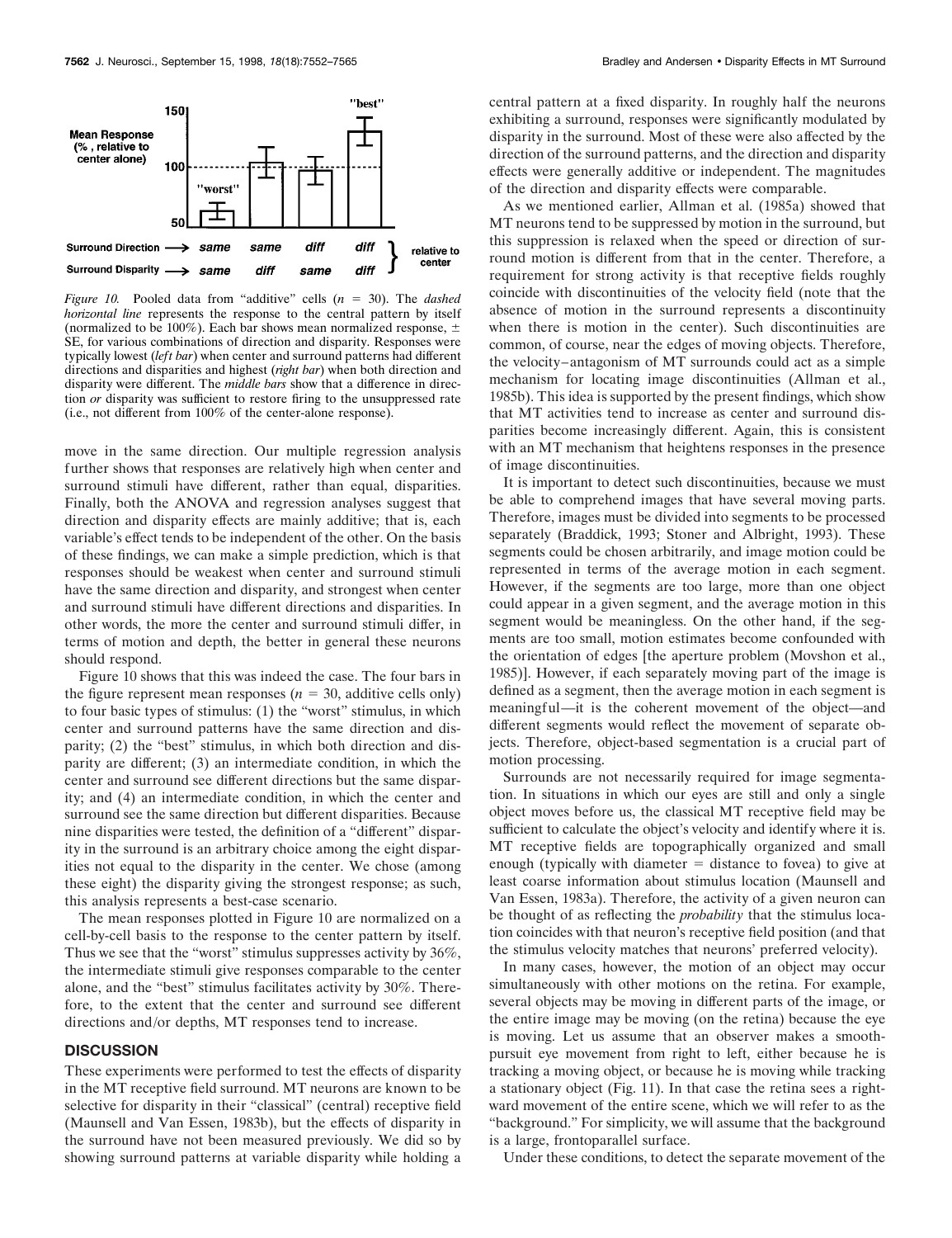Mean Response (% , relative to center alone)

150

100

50

"best"

"worst"

Surround Direction → same same diff diff

Surround Disparity → same diff same diff

relative to center

*Figure 10.* Pooled data from "additive" cells ($n$ = 30). The *dashed horizontal line* represents the response to the central pattern by itself (normalized to be 100%). Each bar shows mean normalized response, ± SE, for various combinations of direction and disparity. Responses were typically lowest (*left bar*) when center and surround patterns had different directions and disparities and highest (*right bar*) when both direction and disparity were different. The *middle bars* show that a difference in direction *or* disparity was sufficient to restore firing to the unsuppressed rate (i.e., not different from 100% of the center-alone response).

move in the same direction. Our multiple regression analysis further shows that responses are relatively high when center and surround stimuli have different, rather than equal, disparities. Finally, both the ANOVA and regression analyses suggest that direction and disparity effects are mainly additive; that is, each variable's effect tends to be independent of the other. On the basis of these findings, we can make a simple prediction, which is that responses should be weakest when center and surround stimuli have the same direction and disparity, and strongest when center and surround stimuli have different directions and disparities. In other words, the more the center and surround stimuli differ, in terms of motion and depth, the better in general these neurons should respond.

Figure 10 shows that this was indeed the case. The four bars in the figure represent mean responses ($n$ = 30, additive cells only) to four basic types of stimulus: (1) the "worst" stimulus, in which center and surround patterns have the same direction and disparity; (2) the "best" stimulus, in which both direction and disparity are different; (3) an intermediate condition, in which the center and surround see different directions but the same disparity; and (4) an intermediate condition, in which the center and surround see the same direction but different disparities. Because nine disparities were tested, the definition of a "different" disparity in the surround is an arbitrary choice among the eight disparities not equal to the disparity in the center. We chose (among these eight) the disparity giving the strongest response; as such, this analysis represents a best-case scenario.

The mean responses plotted in Figure 10 are normalized on a cell-by-cell basis to the response to the center pattern by itself. Thus we see that the "worst" stimulus suppresses activity by 36%, the intermediate stimuli give responses comparable to the center alone, and the "best" stimulus facilitates activity by 30%. Therefore, to the extent that the center and surround see different directions and/or depths, MT responses tend to increase.

## DISCUSSION

These experiments were performed to test the effects of disparity in the MT receptive field surround. MT neurons are known to be selective for disparity in their "classical" (central) receptive field (Maunsell and Van Essen, 1983b), but the effects of disparity in the surround have not been measured previously. We did so by showing surround patterns at variable disparity while holding a central pattern at a fixed disparity. In roughly half the neurons exhibiting a surround, responses were significantly modulated by disparity in the surround. Most of these were also affected by the direction of the surround patterns, and the direction and disparity effects were generally additive or independent. The magnitudes of the direction and disparity effects were comparable.

As we mentioned earlier, Allman et al. (1985a) showed that MT neurons tend to be suppressed by motion in the surround, but this suppression is relaxed when the speed or direction of surround motion is different from that in the center. Therefore, a requirement for strong activity is that receptive fields roughly coincide with discontinuities of the velocity field (note that the absence of motion in the surround represents a discontinuity when there is motion in the center). Such discontinuities are common, of course, near the edges of moving objects. Therefore, the velocity–antagonism of MT surrounds could act as a simple mechanism for locating image discontinuities (Allman et al., 1985b). This idea is supported by the present findings, which show that MT activities tend to increase as center and surround disparities become increasingly different. Again, this is consistent with an MT mechanism that heightens responses in the presence of image discontinuities.

It is important to detect such discontinuities, because we must be able to comprehend images that have several moving parts. Therefore, images must be divided into segments to be processed separately (Braddick, 1993; Stoner and Albright, 1993). These segments could be chosen arbitrarily, and image motion could be represented in terms of the average motion in each segment. However, if the segments are too large, more than one object could appear in a given segment, and the average motion in this segment would be meaningless. On the other hand, if the segments are too small, motion estimates become confounded with the orientation of edges [the aperture problem (Movshon et al., 1985)]. However, if each separately moving part of the image is defined as a segment, then the average motion in each segment is meaningful—it is the coherent movement of the object—and different segments would reflect the movement of separate objects. Therefore, object-based segmentation is a crucial part of motion processing.

Surrounds are not necessarily required for image segmentation. In situations in which our eyes are still and only a single object moves before us, the classical MT receptive field may be sufficient to calculate the object's velocity and identify where it is. MT receptive fields are topographically organized and small enough (typically with diameter = distance to fovea) to give at least coarse information about stimulus location (Maunsell and Van Essen, 1983a). Therefore, the activity of a given neuron can be thought of as reflecting the *probability* that the stimulus location coincides with that neuron's receptive field position (and that the stimulus velocity matches that neurons' preferred velocity).

In many cases, however, the motion of an object may occur simultaneously with other motions on the retina. For example, several objects may be moving in different parts of the image, or the entire image may be moving (on the retina) because the eye is moving. Let us assume that an observer makes a smooth-pursuit eye movement from right to left, either because he is tracking a moving object, or because he is moving while tracking a stationary object (Fig. 11). In that case the retina sees a rightward movement of the entire scene, which we will refer to as the "background." For simplicity, we will assume that the background is a large, frontoparallel surface.

Under these conditions, to detect the separate movement of the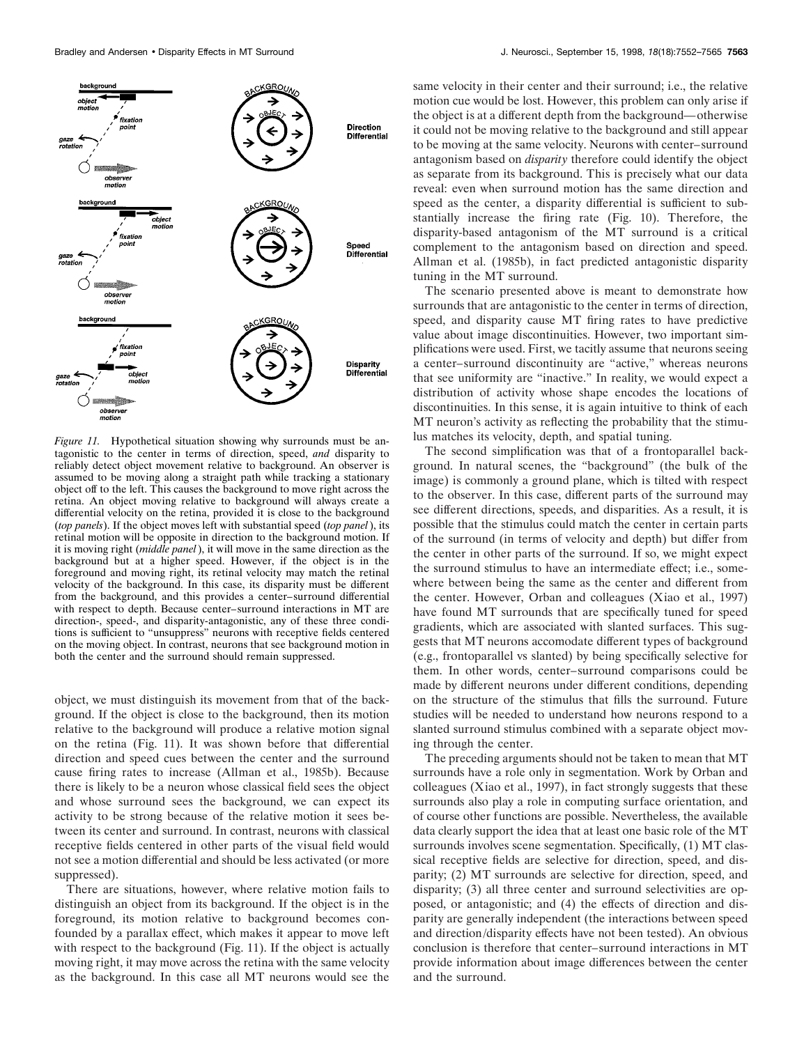background

object motion

fixation point

gaze rotation

observer motion

BACKGROUND

OBJECT

Direction Differential

background

object motion

fixation point

gaze rotation

observer motion

BACKGROUND

OBJECT

Speed Differential

background

fixation point

object motion

gaze rotation

observer motion

BACKGROUND

OBJECT

Disparity Differential

*Figure 11.* Hypothetical situation showing why surrounds must be antagonistic to the center in terms of direction, speed, *and* disparity to reliably detect object movement relative to background. An observer is assumed to be moving along a straight path while tracking a stationary object off to the left. This causes the background to move right across the retina. An object moving relative to background will always create a differential velocity on the retina, provided it is close to the background (*top panels*). If the object moves left with substantial speed (*top panel*), its retinal motion will be opposite in direction to the background motion. If it is moving right (*middle panel*), it will move in the same direction as the background but at a higher speed. However, if the object is in the foreground and moving right, its retinal velocity may match the retinal velocity of the background. In this case, its disparity must be different from the background, and this provides a center–surround differential with respect to depth. Because center–surround interactions in MT are direction-, speed-, and disparity-antagonistic, any of these three conditions is sufficient to "unsuppress" neurons with receptive fields centered on the moving object. In contrast, neurons that see background motion in both the center and the surround should remain suppressed.

object, we must distinguish its movement from that of the background. If the object is close to the background, then its motion relative to the background will produce a relative motion signal on the retina (Fig. 11). It was shown before that differential direction and speed cues between the center and the surround cause firing rates to increase (Allman et al., 1985b). Because there is likely to be a neuron whose classical field sees the object and whose surround sees the background, we can expect its activity to be strong because of the relative motion it sees between its center and surround. In contrast, neurons with classical receptive fields centered in other parts of the visual field would not see a motion differential and should be less activated (or more suppressed).

There are situations, however, where relative motion fails to distinguish an object from its background. If the object is in the foreground, its motion relative to background becomes confounded by a parallax effect, which makes it appear to move left with respect to the background (Fig. 11). If the object is actually moving right, it may move across the retina with the same velocity as the background. In this case all MT neurons would see the same velocity in their center and their surround; i.e., the relative motion cue would be lost. However, this problem can only arise if the object is at a different depth from the background—otherwise it could not be moving relative to the background and still appear to be moving at the same velocity. Neurons with center–surround antagonism based on *disparity* therefore could identify the object as separate from its background. This is precisely what our data reveal: even when surround motion has the same direction and speed as the center, a disparity differential is sufficient to substantially increase the firing rate (Fig. 10). Therefore, the disparity-based antagonism of the MT surround is a critical complement to the antagonism based on direction and speed. Allman et al. (1985b), in fact predicted antagonistic disparity tuning in the MT surround.

The scenario presented above is meant to demonstrate how surrounds that are antagonistic to the center in terms of direction, speed, and disparity cause MT firing rates to have predictive value about image discontinuities. However, two important simplifications were used. First, we tacitly assume that neurons seeing a center–surround discontinuity are "active," whereas neurons that see uniformity are "inactive." In reality, we would expect a distribution of activity whose shape encodes the locations of discontinuities. In this sense, it is again intuitive to think of each MT neuron's activity as reflecting the probability that the stimulus matches its velocity, depth, and spatial tuning.

The second simplification was that of a frontoparallel background. In natural scenes, the "background" (the bulk of the image) is commonly a ground plane, which is tilted with respect to the observer. In this case, different parts of the surround may see different directions, speeds, and disparities. As a result, it is possible that the stimulus could match the center in certain parts of the surround (in terms of velocity and depth) but differ from the center in other parts of the surround. If so, we might expect the surround stimulus to have an intermediate effect; i.e., somewhere between being the same as the center and different from the center. However, Orban and colleagues (Xiao et al., 1997) have found MT surrounds that are specifically tuned for speed gradients, which are associated with slanted surfaces. This suggests that MT neurons accomodate different types of background (e.g., frontoparallel vs slanted) by being specifically selective for them. In other words, center–surround comparisons could be made by different neurons under different conditions, depending on the structure of the stimulus that fills the surround. Future studies will be needed to understand how neurons respond to a slanted surround stimulus combined with a separate object moving through the center.

The preceding arguments should not be taken to mean that MT surrounds have a role only in segmentation. Work by Orban and colleagues (Xiao et al., 1997), in fact strongly suggests that these surrounds also play a role in computing surface orientation, and of course other functions are possible. Nevertheless, the available data clearly support the idea that at least one basic role of the MT surrounds involves scene segmentation. Specifically, (1) MT classical receptive fields are selective for direction, speed, and disparity; (2) MT surrounds are selective for direction, speed, and disparity; (3) all three center and surround selectivities are opposed, or antagonistic; and (4) the effects of direction and disparity are generally independent (the interactions between speed and direction/disparity effects have not been tested). An obvious conclusion is therefore that center–surround interactions in MT provide information about image differences between the center and the surround.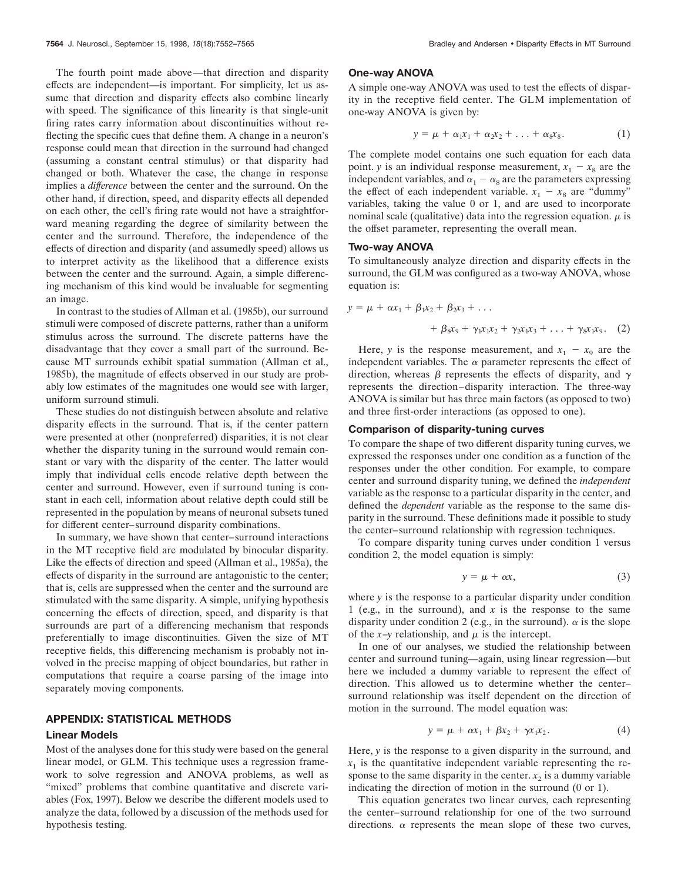The fourth point made above—that direction and disparity effects are independent—is important. For simplicity, let us assume that direction and disparity effects also combine linearly with speed. The significance of this linearity is that single-unit firing rates carry information about discontinuities without reflecting the specific cues that define them. A change in a neuron's response could mean that direction in the surround had changed (assuming a constant central stimulus) or that disparity had changed or both. Whatever the case, the change in response implies a *difference* between the center and the surround. On the other hand, if direction, speed, and disparity effects all depended on each other, the cell's firing rate would not have a straightforward meaning regarding the degree of similarity between the center and the surround. Therefore, the independence of the effects of direction and disparity (and assumedly speed) allows us to interpret activity as the likelihood that a difference exists between the center and the surround. Again, a simple differencing mechanism of this kind would be invaluable for segmenting an image.

In contrast to the studies of Allman et al. (1985b), our surround stimuli were composed of discrete patterns, rather than a uniform stimulus across the surround. The discrete patterns have the disadvantage that they cover a small part of the surround. Because MT surrounds exhibit spatial summation (Allman et al., 1985b), the magnitude of effects observed in our study are probably low estimates of the magnitudes one would see with larger, uniform surround stimuli.

These studies do not distinguish between absolute and relative disparity effects in the surround. That is, if the center pattern were presented at other (nonpreferred) disparities, it is not clear whether the disparity tuning in the surround would remain constant or vary with the disparity of the center. The latter would imply that individual cells encode relative depth between the center and surround. However, even if surround tuning is constant in each cell, information about relative depth could still be represented in the population by means of neuronal subsets tuned for different center–surround disparity combinations.

In summary, we have shown that center–surround interactions in the MT receptive field are modulated by binocular disparity. Like the effects of direction and speed (Allman et al., 1985a), the effects of disparity in the surround are antagonistic to the center; that is, cells are suppressed when the center and the surround are stimulated with the same disparity. A simple, unifying hypothesis concerning the effects of direction, speed, and disparity is that surrounds are part of a differencing mechanism that responds preferentially to image discontinuities. Given the size of MT receptive fields, this differencing mechanism is probably not involved in the precise mapping of object boundaries, but rather in computations that require a coarse parsing of the image into separately moving components.

## APPENDIX: STATISTICAL METHODS

### Linear Models

Most of the analyses done for this study were based on the general linear model, or GLM. This technique uses a regression framework to solve regression and ANOVA problems, as well as "mixed" problems that combine quantitative and discrete variables (Fox, 1997). Below we describe the different models used to analyze the data, followed by a discussion of the methods used for hypothesis testing.

### One-way ANOVA

A simple one-way ANOVA was used to test the effects of disparity in the receptive field center. The GLM implementation of one-way ANOVA is given by:

$$y = \mu + \alpha_1 x_1 + \alpha_2 x_2 + \ldots + \alpha_8 x_8. \quad (1)$$

The complete model contains one such equation for each data point. $y$ is an individual response measurement, $x_1 - x_8$ are the independent variables, and $\alpha_1 - \alpha_8$ are the parameters expressing the effect of each independent variable. $x_1 - x_8$ are "dummy" variables, taking the value 0 or 1, and are used to incorporate nominal scale (qualitative) data into the regression equation. $\mu$ is the offset parameter, representing the overall mean.

### Two-way ANOVA

To simultaneously analyze direction and disparity effects in the surround, the GLM was configured as a two-way ANOVA, whose equation is:

$$y = \mu + \alpha x_1 + \beta_1 x_2 + \beta_2 x_3 + \ldots + \beta_8 x_9 + \gamma_1 x_1 x_2 + \gamma_2 x_1 x_3 + \ldots + \gamma_8 x_1 x_9. \quad (2)$$

Here, $y$ is the response measurement, and $x_1 - x_9$ are the independent variables. The $\alpha$ parameter represents the effect of direction, whereas $\beta$ represents the effects of disparity, and $\gamma$ represents the direction–disparity interaction. The three-way ANOVA is similar but has three main factors (as opposed to two) and three first-order interactions (as opposed to one).

### Comparison of disparity-tuning curves

To compare the shape of two different disparity tuning curves, we expressed the responses under one condition as a function of the responses under the other condition. For example, to compare center and surround disparity tuning, we defined the *independent* variable as the response to a particular disparity in the center, and defined the *dependent* variable as the response to the same disparity in the surround. These definitions made it possible to study the center–surround relationship with regression techniques.

To compare disparity tuning curves under condition 1 versus condition 2, the model equation is simply:

$$y = \mu + \alpha x, \quad (3)$$

where $y$ is the response to a particular disparity under condition 1 (e.g., in the surround), and $x$ is the response to the same disparity under condition 2 (e.g., in the surround). $\alpha$ is the slope of the $x$–$y$ relationship, and $\mu$ is the intercept.

In one of our analyses, we studied the relationship between center and surround tuning—again, using linear regression—but here we included a dummy variable to represent the effect of direction. This allowed us to determine whether the center–surround relationship was itself dependent on the direction of motion in the surround. The model equation was:

$$y = \mu + \alpha x_1 + \beta x_2 + \gamma x_1 x_2. \quad (4)$$

Here, $y$ is the response to a given disparity in the surround, and $x_1$ is the quantitative independent variable representing the response to the same disparity in the center. $x_2$ is a dummy variable indicating the direction of motion in the surround (0 or 1).

This equation generates two linear curves, each representing the center–surround relationship for one of the two surround directions. $\alpha$ represents the mean slope of these two curves,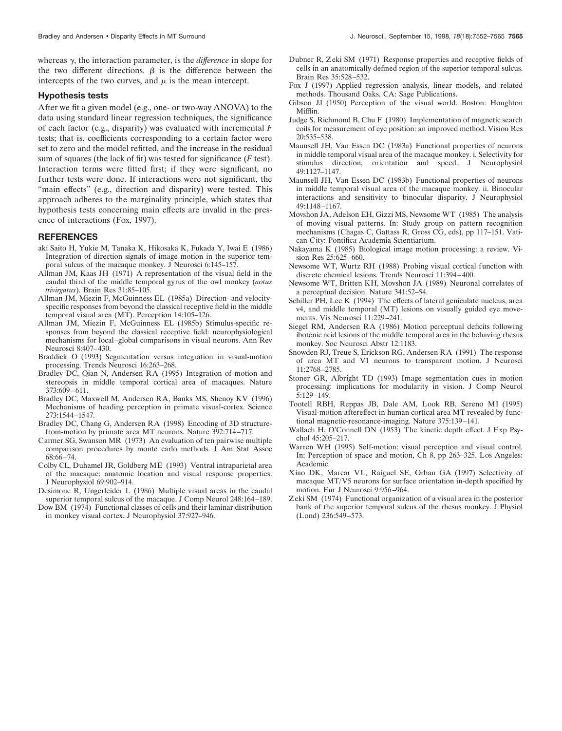whereas $\gamma$, the interaction parameter, is the *difference* in slope for the two different directions. $\beta$ is the difference between the intercepts of the two curves, and $\mu$ is the mean intercept.

### Hypothesis tests

After we fit a given model (e.g., one- or two-way ANOVA) to the data using standard linear regression techniques, the significance of each factor (e.g., disparity) was evaluated with incremental $F$ tests; that is, coefficients corresponding to a certain factor were set to zero and the model refitted, and the increase in the residual sum of squares (the lack of fit) was tested for significance ($F$ test). Interaction terms were fitted first; if they were significant, no further tests were done. If interactions were not significant, the "main effects" (e.g., direction and disparity) were tested. This approach adheres to the marginality principle, which states that hypothesis tests concerning main effects are invalid in the presence of interactions (Fox, 1997).

## REFERENCES

aki Saito H, Yukie M, Tanaka K, Hikosaka K, Fukada Y, Iwai E (1986) Integration of direction signals of image motion in the superior temporal sulcus of the macaque monkey. J Neurosci 6:145–157.

Allman JM, Kaas JH (1971) A representation of the visual field in the caudal third of the middle temporal gyrus of the owl monkey (*aotus trivirgatus*). Brain Res 31:85–105.

Allman JM, Miezin F, McGuinness EL (1985a) Direction- and velocity-specific responses from beyond the classical receptive field in the middle temporal visual area (MT). Perception 14:105–126.

Allman JM, Miezin F, McGuinness EL (1985b) Stimulus-specific responses from beyond the classical receptive field: neurophysiological mechanisms for local–global comparisons in visual neurons. Ann Rev Neurosci 8:407–430.

Braddick O (1993) Segmentation versus integration in visual-motion processing. Trends Neurosci 16:263–268.

Bradley DC, Qian N, Andersen RA (1995) Integration of motion and stereopsis in middle temporal cortical area of macaques. Nature 373:609–611.

Bradley DC, Maxwell M, Andersen RA, Banks MS, Shenoy KV (1996) Mechanisms of heading perception in primate visual-cortex. Science 273:1544–1547.

Bradley DC, Chang G, Andersen RA (1998) Encoding of 3D structure-from-motion by primate area MT neurons. Nature 392:714–717.

Carmer SG, Swanson MR (1973) An evaluation of ten pairwise multiple comparison procedures by monte carlo methods. J Am Stat Assoc 68:66–74.

Colby CL, Duhamel JR, Goldberg ME (1993) Ventral intraparietal area of the macaque: anatomic location and visual response properties. J Neurophysiol 69:902–914.

Desimone R, Ungerleider L (1986) Multiple visual areas in the caudal superior temporal sulcus of the macaque. J Comp Neurol 248:164–189.

Dow BM (1974) Functional classes of cells and their laminar distribution in monkey visual cortex. J Neurophysiol 37:927–946.

Dubner R, Zeki SM (1971) Response properties and receptive fields of cells in an anatomically defined region of the superior temporal sulcus. Brain Res 35:528–532.

Fox J (1997) Applied regression analysis, linear models, and related methods. Thousand Oaks, CA: Sage Publications.

Gibson JJ (1950) Perception of the visual world. Boston: Houghton Mifflin.

Judge S, Richmond B, Chu F (1980) Implementation of magnetic search coils for measurement of eye position: an improved method. Vision Res 20:535–538.

Maunsell JH, Van Essen DC (1983a) Functional properties of neurons in middle temporal visual area of the macaque monkey. i. Selectivity for stimulus direction, orientation and speed. J Neurophysiol 49:1127–1147.

Maunsell JH, Van Essen DC (1983b) Functional properties of neurons in middle temporal visual area of the macaque monkey. ii. Binocular interactions and sensitivity to binocular disparity. J Neurophysiol 49:1148–1167.

Movshon JA, Adelson EH, Gizzi MS, Newsome WT (1985) The analysis of moving visual patterns. In: Study group on pattern recognition mechanisms (Chagas C, Gattass R, Gross CG, eds), pp 117–151. Vatican City: Pontifica Academia Scientiarium.

Nakayama K (1985) Biological image motion processing: a review. Vision Res 25:625–660.

Newsome WT, Wurtz RH (1988) Probing visual cortical function with discrete chemical lesions. Trends Neurosci 11:394–400.

Newsome WT, Britten KH, Movshon JA (1989) Neuronal correlates of a perceptual decision. Nature 341:52–54.

Schiller PH, Lee K (1994) The effects of lateral geniculate nucleus, area v4, and middle temporal (MT) lesions on visually guided eye movements. Vis Neurosci 11:229–241.

Siegel RM, Andersen RA (1986) Motion perceptual deficits following ibotenic acid lesions of the middle temporal area in the behaving rhesus monkey. Soc Neurosci Abstr 12:1183.

Snowden RJ, Treue S, Erickson RG, Andersen RA (1991) The response of area MT and V1 neurons to transparent motion. J Neurosci 11:2768–2785.

Stoner GR, Albright TD (1993) Image segmentation cues in motion processing: implications for modularity in vision. J Comp Neurol 5:129–149.

Tootell RBH, Reppas JB, Dale AM, Look RB, Sereno MI (1995) Visual-motion aftereffect in human cortical area MT revealed by functional magnetic-resonance-imaging. Nature 375:139–141.

Wallach H, O'Connell DN (1953) The kinetic depth effect. J Exp Psychol 45:205–217.

Warren WH (1995) Self-motion: visual perception and visual control. In: Perception of space and motion, Ch 8, pp 263–325. Los Angeles: Academic.

Xiao DK, Marcar VL, Raiguel SE, Orban GA (1997) Selectivity of macaque MT/V5 neurons for surface orientation in-depth specified by motion. Eur J Neurosci 9:956–964.

Zeki SM (1974) Functional organization of a visual area in the posterior bank of the superior temporal sulcus of the rhesus monkey. J Physiol (Lond) 236:549–573.